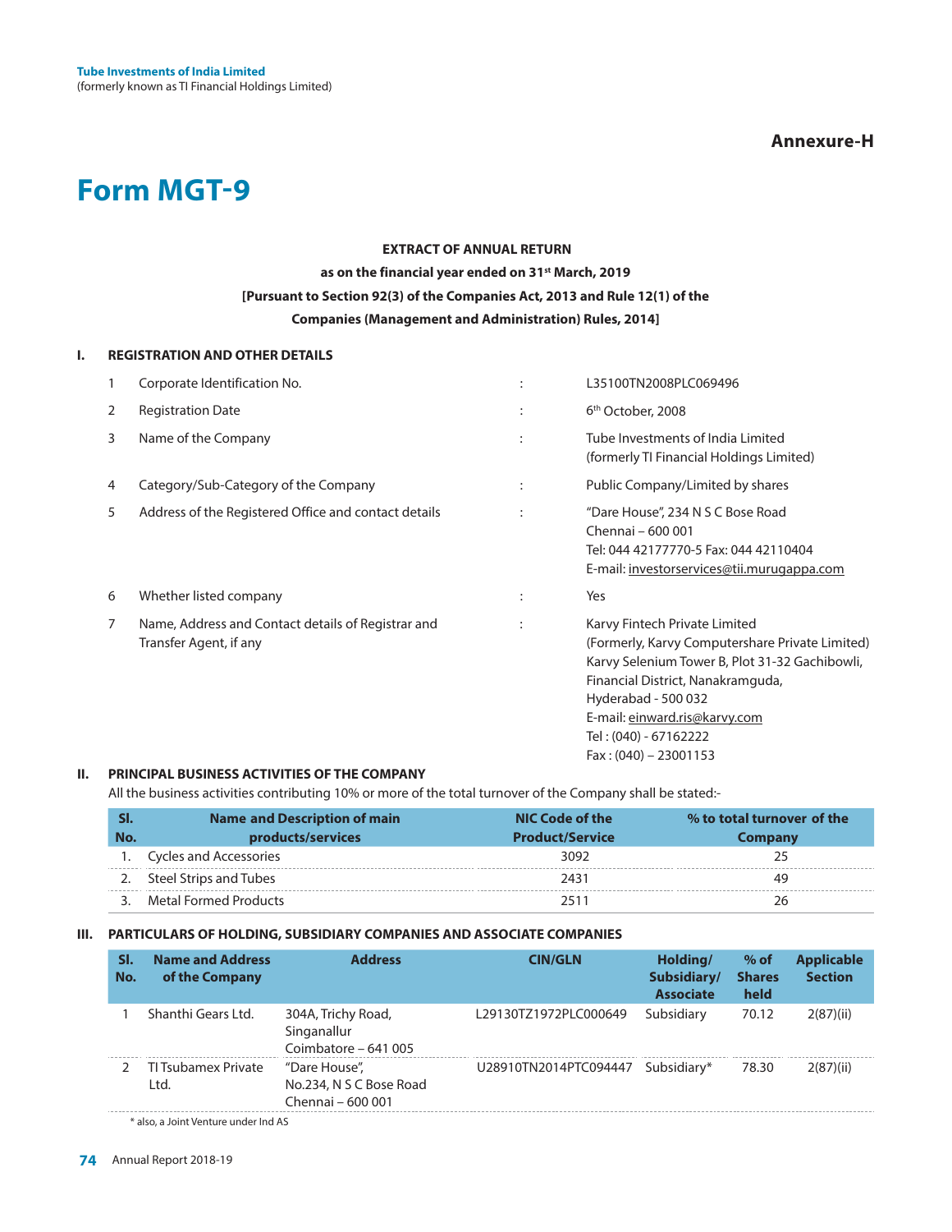Annexure-H

# Form MGT-9

**EXTRACT OF ANNUAL RETURN**

**as on the financial year ended on 31st March, 2019**

**[Pursuant to Section 92(3) of the Companies Act, 2013 and Rule 12(1) of the Companies (Management and Administration) Rules, 2014]**

## I. REGISTRATION AND OTHER DETAILS

| | | | |
|---|---|---|---|
| 1 | Corporate Identification No. | : | L35100TN2008PLC069496 |
| 2 | Registration Date | : | 6th October, 2008 |
| 3 | Name of the Company | : | Tube Investments of India Limited (formerly TI Financial Holdings Limited) |
| 4 | Category/Sub-Category of the Company | : | Public Company/Limited by shares |
| 5 | Address of the Registered Office and contact details | : | "Dare House", 234 N S C Bose Road Chennai – 600 001 Tel: 044 42177770-5 Fax: 044 42110404 E-mail: investorservices@tii.murugappa.com |
| 6 | Whether listed company | : | Yes |
| 7 | Name, Address and Contact details of Registrar and Transfer Agent, if any | : | Karvy Fintech Private Limited (Formerly, Karvy Computershare Private Limited) Karvy Selenium Tower B, Plot 31-32 Gachibowli, Financial District, Nanakramguda, Hyderabad - 500 032 E-mail: einward.ris@karvy.com Tel : (040) - 67162222 Fax : (040) – 23001153 |

## II. PRINCIPAL BUSINESS ACTIVITIES OF THE COMPANY

All the business activities contributing 10% or more of the total turnover of the Company shall be stated:-

| Sl. No. | Name and Description of main products/services | NIC Code of the Product/Service | % to total turnover of the Company |
|---|---|---|---|
| 1. | Cycles and Accessories | 3092 | 25 |
| 2. | Steel Strips and Tubes | 2431 | 49 |
| 3. | Metal Formed Products | 2511 | 26 |

## III. PARTICULARS OF HOLDING, SUBSIDIARY COMPANIES AND ASSOCIATE COMPANIES

| Sl. No. | Name and Address of the Company | Address | CIN/GLN | Holding/ Subsidiary/ Associate | % of Shares held | Applicable Section |
|---|---|---|---|---|---|---|
| 1 | Shanthi Gears Ltd. | 304A, Trichy Road, Singanallur Coimbatore – 641 005 | L29130TZ1972PLC000649 | Subsidiary | 70.12 | 2(87)(ii) |
| 2 | TI Tsubamex Private Ltd. | "Dare House", No.234, N S C Bose Road Chennai – 600 001 | U28910TN2014PTC094447 | Subsidiary* | 78.30 | 2(87)(ii) |

\* also, a Joint Venture under Ind AS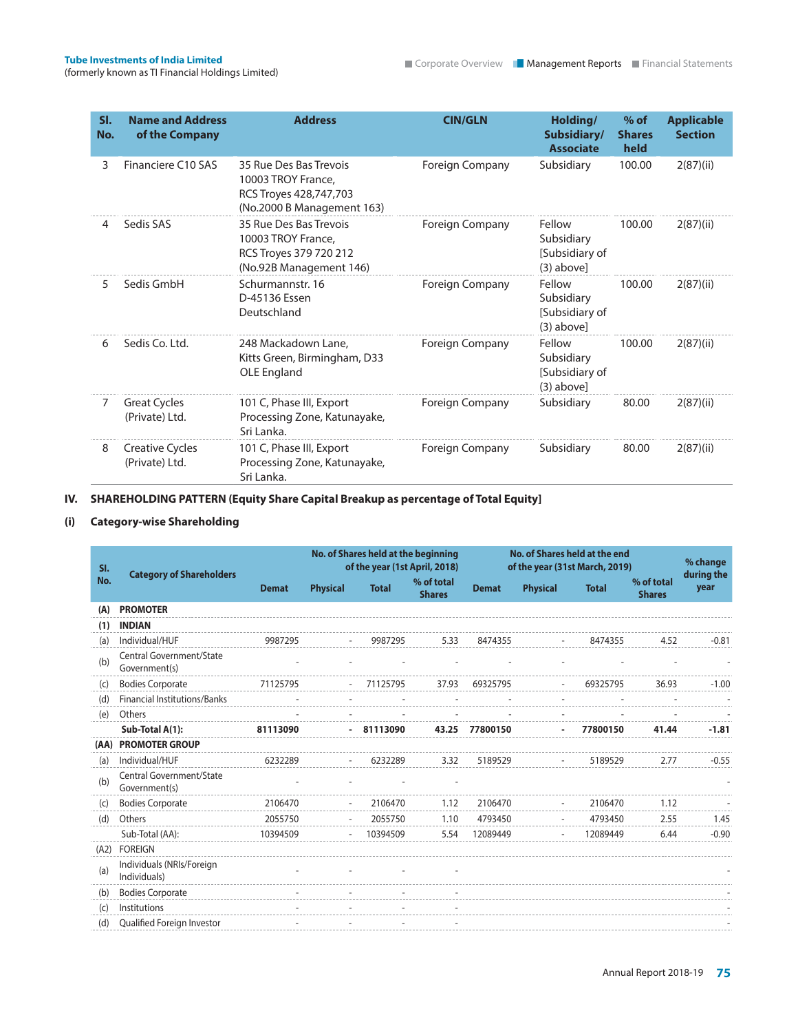| Sl. No. | Name and Address of the Company | Address | CIN/GLN | Holding/ Subsidiary/ Associate | % of Shares held | Applicable Section |
|---|---|---|---|---|---|---|
| 3 | Financiere C10 SAS | 35 Rue Des Bas Trevois 10003 TROY France, RCS Troyes 428,747,703 (No.2000 B Management 163) | Foreign Company | Subsidiary | 100.00 | 2(87)(ii) |
| 4 | Sedis SAS | 35 Rue Des Bas Trevois 10003 TROY France, RCS Troyes 379 720 212 (No.92B Management 146) | Foreign Company | Fellow Subsidiary [Subsidiary of (3) above] | 100.00 | 2(87)(ii) |
| 5 | Sedis GmbH | Schurmannstr. 16 D-45136 Essen Deutschland | Foreign Company | Fellow Subsidiary [Subsidiary of (3) above] | 100.00 | 2(87)(ii) |
| 6 | Sedis Co. Ltd. | 248 Mackadown Lane, Kitts Green, Birmingham, D33 OLE England | Foreign Company | Fellow Subsidiary [Subsidiary of (3) above] | 100.00 | 2(87)(ii) |
| 7 | Great Cycles (Private) Ltd. | 101 C, Phase III, Export Processing Zone, Katunayake, Sri Lanka. | Foreign Company | Subsidiary | 80.00 | 2(87)(ii) |
| 8 | Creative Cycles (Private) Ltd. | 101 C, Phase III, Export Processing Zone, Katunayake, Sri Lanka. | Foreign Company | Subsidiary | 80.00 | 2(87)(ii) |

## IV. SHAREHOLDING PATTERN (Equity Share Capital Breakup as percentage of Total Equity]

### (i) Category-wise Shareholding

| Sl. No. | Category of Shareholders | No. of Shares held at the beginning of the year (1st April, 2018) | | | | No. of Shares held at the end of the year (31st March, 2019) | | | | % change during the year |
|---|---|---|---|---|---|---|---|---|---|---|
| | | Demat | Physical | Total | % of total Shares | Demat | Physical | Total | % of total Shares | |
| **(A)** | **PROMOTER** | | | | | | | | | |
| **(1)** | **INDIAN** | | | | | | | | | |
| (a) | Individual/HUF | 9987295 | - | 9987295 | 5.33 | 8474355 | - | 8474355 | 4.52 | -0.81 |
| (b) | Central Government/State Government(s) | - | - | - | - | - | - | - | - | - |
| (c) | Bodies Corporate | 71125795 | - | 71125795 | 37.93 | 69325795 | - | 69325795 | 36.93 | -1.00 |
| (d) | Financial Institutions/Banks | - | - | - | - | - | - | - | - | - |
| (e) | Others | - | - | - | - | - | - | - | - | - |
| | **Sub-Total A(1):** | **81113090** | **-** | **81113090** | **43.25** | **77800150** | **-** | **77800150** | **41.44** | **-1.81** |
| **(AA)** | **PROMOTER GROUP** | | | | | | | | | |
| (a) | Individual/HUF | 6232289 | - | 6232289 | 3.32 | 5189529 | - | 5189529 | 2.77 | -0.55 |
| (b) | Central Government/State Government(s) | - | - | - | - | | | | | - |
| (c) | Bodies Corporate | 2106470 | - | 2106470 | 1.12 | 2106470 | - | 2106470 | 1.12 | - |
| (d) | Others | 2055750 | - | 2055750 | 1.10 | 4793450 | - | 4793450 | 2.55 | 1.45 |
| | Sub-Total (AA): | 10394509 | - | 10394509 | 5.54 | 12089449 | - | 12089449 | 6.44 | -0.90 |
| (A2) | FOREIGN | | | | | | | | | |
| (a) | Individuals (NRIs/Foreign Individuals) | - | - | - | - | | | | | - |
| (b) | Bodies Corporate | - | - | - | - | | | | | - |
| (c) | Institutions | - | - | - | - | | | | | - |
| (d) | Qualified Foreign Investor | - | - | - | - | | | | | - |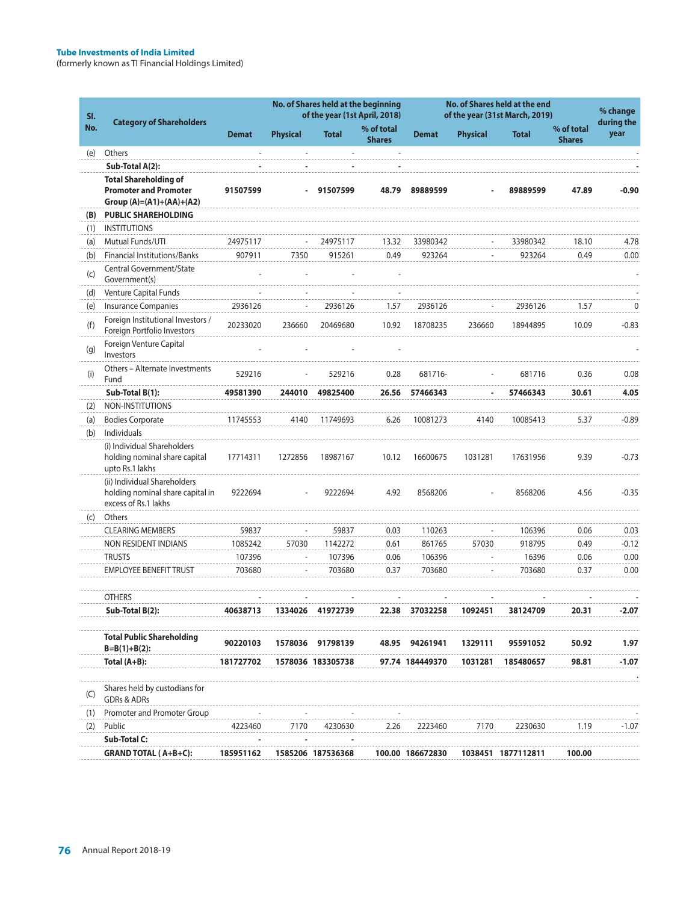**Tube Investments of India Limited**
(formerly known as TI Financial Holdings Limited)

| Sl. No. | Category of Shareholders | No. of Shares held at the beginning of the year (1st April, 2018) | | | | No. of Shares held at the end of the year (31st March, 2019) | | | | % change during the year |
|---|---|---|---|---|---|---|---|---|---|---|
| | | Demat | Physical | Total | % of total Shares | Demat | Physical | Total | % of total Shares | |
| (e) | Others | - | - | - | - | | | | | - |
| | **Sub-Total A(2):** | - | - | - | - | | | | | - |
| | **Total Shareholding of Promoter and Promoter Group (A)=(A1)+(AA)+(A2)** | **91507599** | **-** | **91507599** | **48.79** | **89889599** | **-** | **89889599** | **47.89** | **-0.90** |
| **(B)** | **PUBLIC SHAREHOLDING** | | | | | | | | | |
| (1) | INSTITUTIONS | | | | | | | | | |
| (a) | Mutual Funds/UTI | 24975117 | - | 24975117 | 13.32 | 33980342 | - | 33980342 | 18.10 | 4.78 |
| (b) | Financial Institutions/Banks | 907911 | 7350 | 915261 | 0.49 | 923264 | - | 923264 | 0.49 | 0.00 |
| (c) | Central Government/State Government(s) | - | - | - | - | | | | | - |
| (d) | Venture Capital Funds | - | - | - | - | | | | | - |
| (e) | Insurance Companies | 2936126 | - | 2936126 | 1.57 | 2936126 | - | 2936126 | 1.57 | 0 |
| (f) | Foreign Institutional Investors / Foreign Portfolio Investors | 20233020 | 236660 | 20469680 | 10.92 | 18708235 | 236660 | 18944895 | 10.09 | -0.83 |
| (g) | Foreign Venture Capital Investors | - | - | - | - | | | | | - |
| (i) | Others – Alternate Investments Fund | 529216 | - | 529216 | 0.28 | 681716- | - | 681716 | 0.36 | 0.08 |
| | **Sub-Total B(1):** | **49581390** | **244010** | **49825400** | **26.56** | **57466343** | **-** | **57466343** | **30.61** | **4.05** |
| (2) | NON-INSTITUTIONS | | | | | | | | | |
| (a) | Bodies Corporate | 11745553 | 4140 | 11749693 | 6.26 | 10081273 | 4140 | 10085413 | 5.37 | -0.89 |
| (b) | Individuals | | | | | | | | | |
| | (i) Individual Shareholders holding nominal share capital upto Rs.1 lakhs | 17714311 | 1272856 | 18987167 | 10.12 | 16600675 | 1031281 | 17631956 | 9.39 | -0.73 |
| | (ii) Individual Shareholders holding nominal share capital in excess of Rs.1 lakhs | 9222694 | - | 9222694 | 4.92 | 8568206 | - | 8568206 | 4.56 | -0.35 |
| (c) | Others | | | | | | | | | |
| | CLEARING MEMBERS | 59837 | - | 59837 | 0.03 | 110263 | - | 106396 | 0.06 | 0.03 |
| | NON RESIDENT INDIANS | 1085242 | 57030 | 1142272 | 0.61 | 861765 | 57030 | 918795 | 0.49 | -0.12 |
| | TRUSTS | 107396 | - | 107396 | 0.06 | 106396 | - | 16396 | 0.06 | 0.00 |
| | EMPLOYEE BENEFIT TRUST | 703680 | - | 703680 | 0.37 | 703680 | - | 703680 | 0.37 | 0.00 |
| | OTHERS | - | - | - | - | - | - | - | - | - |
| | **Sub-Total B(2):** | **40638713** | **1334026** | **41972739** | **22.38** | **37032258** | **1092451** | **38124709** | **20.31** | **-2.07** |
| | **Total Public Shareholding B=B(1)+B(2):** | **90220103** | **1578036** | **91798139** | **48.95** | **94261941** | **1329111** | **95591052** | **50.92** | **1.97** |
| | **Total (A+B):** | **181727702** | **1578036** | **183305738** | **97.74** | **184449370** | **1031281** | **185480657** | **98.81** | **-1.07** |
| (C) | Shares held by custodians for GDRs & ADRs | | | | | | | | | . |
| (1) | Promoter and Promoter Group | - | - | - | - | | | | | - |
| (2) | Public | 4223460 | 7170 | 4230630 | 2.26 | 2223460 | 7170 | 2230630 | 1.19 | -1.07 |
| | **Sub-Total C:** | **-** | **-** | **-** | | | | | | |
| | **GRAND TOTAL ( A+B+C):** | **185951162** | **1585206** | **187536368** | **100.00** | **186672830** | **1038451** | **1877112811** | **100.00** | |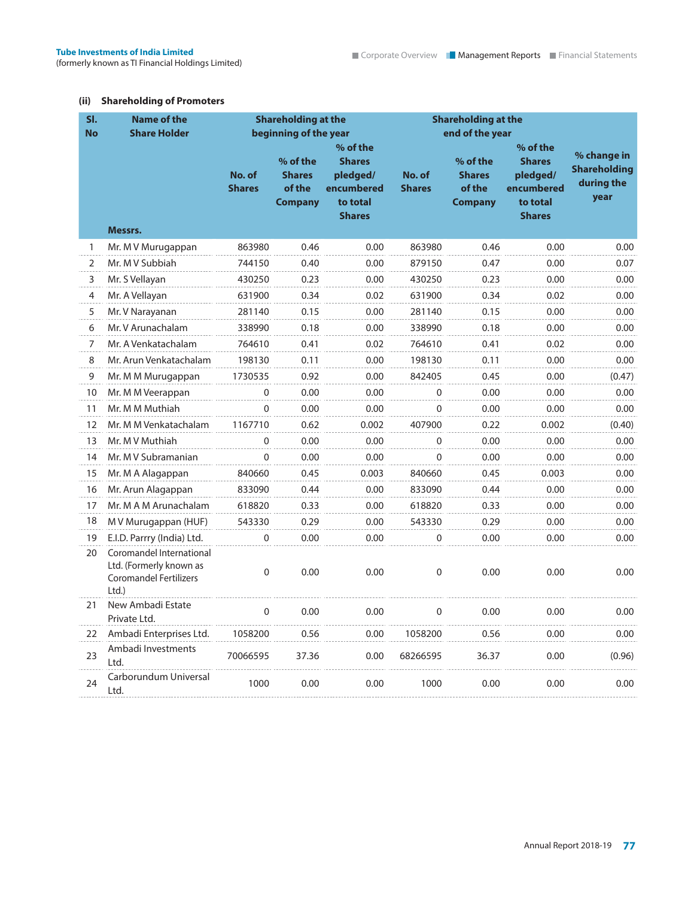### (ii) Shareholding of Promoters

| Sl. No | Name of the Share Holder | Shareholding at the beginning of the year | | | Shareholding at the end of the year | | | % change in Shareholding during the year |
|---|---|---|---|---|---|---|---|---|
| | | No. of Shares | % of the Shares of the Company | % of the Shares pledged/ encumbered to total Shares | No. of Shares | % of the Shares of the Company | % of the Shares pledged/ encumbered to total Shares | |
| | **Messrs.** | | | | | | | |
| 1 | Mr. M V Murugappan | 863980 | 0.46 | 0.00 | 863980 | 0.46 | 0.00 | 0.00 |
| 2 | Mr. M V Subbiah | 744150 | 0.40 | 0.00 | 879150 | 0.47 | 0.00 | 0.07 |
| 3 | Mr. S Vellayan | 430250 | 0.23 | 0.00 | 430250 | 0.23 | 0.00 | 0.00 |
| 4 | Mr. A Vellayan | 631900 | 0.34 | 0.02 | 631900 | 0.34 | 0.02 | 0.00 |
| 5 | Mr. V Narayanan | 281140 | 0.15 | 0.00 | 281140 | 0.15 | 0.00 | 0.00 |
| 6 | Mr. V Arunachalam | 338990 | 0.18 | 0.00 | 338990 | 0.18 | 0.00 | 0.00 |
| 7 | Mr. A Venkatachalam | 764610 | 0.41 | 0.02 | 764610 | 0.41 | 0.02 | 0.00 |
| 8 | Mr. Arun Venkatachalam | 198130 | 0.11 | 0.00 | 198130 | 0.11 | 0.00 | 0.00 |
| 9 | Mr. M M Murugappan | 1730535 | 0.92 | 0.00 | 842405 | 0.45 | 0.00 | (0.47) |
| 10 | Mr. M M Veerappan | 0 | 0.00 | 0.00 | 0 | 0.00 | 0.00 | 0.00 |
| 11 | Mr. M M Muthiah | 0 | 0.00 | 0.00 | 0 | 0.00 | 0.00 | 0.00 |
| 12 | Mr. M M Venkatachalam | 1167710 | 0.62 | 0.002 | 407900 | 0.22 | 0.002 | (0.40) |
| 13 | Mr. M V Muthiah | 0 | 0.00 | 0.00 | 0 | 0.00 | 0.00 | 0.00 |
| 14 | Mr. M V Subramanian | 0 | 0.00 | 0.00 | 0 | 0.00 | 0.00 | 0.00 |
| 15 | Mr. M A Alagappan | 840660 | 0.45 | 0.003 | 840660 | 0.45 | 0.003 | 0.00 |
| 16 | Mr. Arun Alagappan | 833090 | 0.44 | 0.00 | 833090 | 0.44 | 0.00 | 0.00 |
| 17 | Mr. M A M Arunachalam | 618820 | 0.33 | 0.00 | 618820 | 0.33 | 0.00 | 0.00 |
| 18 | M V Murugappan (HUF) | 543330 | 0.29 | 0.00 | 543330 | 0.29 | 0.00 | 0.00 |
| 19 | E.I.D. Parrry (India) Ltd. | 0 | 0.00 | 0.00 | 0 | 0.00 | 0.00 | 0.00 |
| 20 | Coromandel International Ltd. (Formerly known as Coromandel Fertilizers Ltd.) | 0 | 0.00 | 0.00 | 0 | 0.00 | 0.00 | 0.00 |
| 21 | New Ambadi Estate Private Ltd. | 0 | 0.00 | 0.00 | 0 | 0.00 | 0.00 | 0.00 |
| 22 | Ambadi Enterprises Ltd. | 1058200 | 0.56 | 0.00 | 1058200 | 0.56 | 0.00 | 0.00 |
| 23 | Ambadi Investments Ltd. | 70066595 | 37.36 | 0.00 | 68266595 | 36.37 | 0.00 | (0.96) |
| 24 | Carborundum Universal Ltd. | 1000 | 0.00 | 0.00 | 1000 | 0.00 | 0.00 | 0.00 |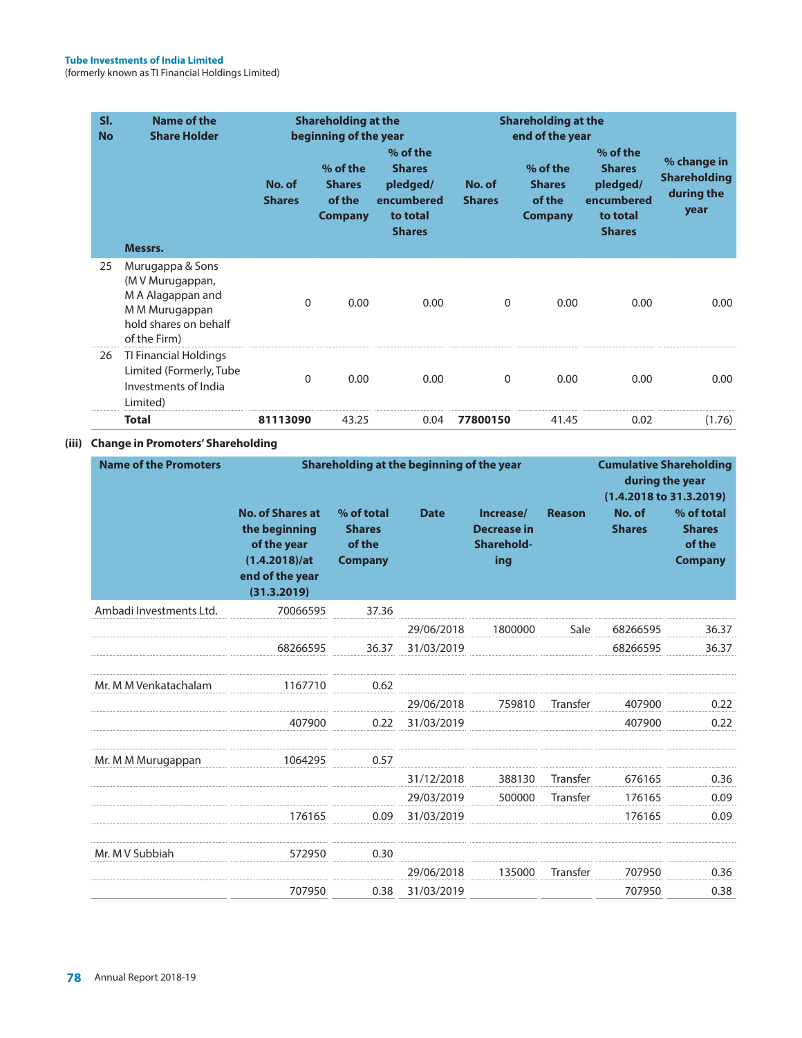| Sl. No | Name of the Share Holder | Shareholding at the beginning of the year | | | Shareholding at the end of the year | | | % change in Shareholding during the year |
|---|---|---|---|---|---|---|---|---|
| | Messrs. | No. of Shares | % of the Shares of the Company | % of the Shares pledged/ encumbered to total Shares | No. of Shares | % of the Shares of the Company | % of the Shares pledged/ encumbered to total Shares | |
| 25 | Murugappa & Sons (M V Murugappan, M A Alagappan and M M Murugappan hold shares on behalf of the Firm) | 0 | 0.00 | 0.00 | 0 | 0.00 | 0.00 | 0.00 |
| 26 | TI Financial Holdings Limited (Formerly, Tube Investments of India Limited) | 0 | 0.00 | 0.00 | 0 | 0.00 | 0.00 | 0.00 |
| | **Total** | **81113090** | 43.25 | 0.04 | **77800150** | 41.45 | 0.02 | (1.76) |

**(iii) Change in Promoters' Shareholding**

| Name of the Promoters | Shareholding at the beginning of the year | | | | | Cumulative Shareholding during the year (1.4.2018 to 31.3.2019) | |
|---|---|---|---|---|---|---|---|
| | No. of Shares at the beginning of the year (1.4.2018)/at end of the year (31.3.2019) | % of total Shares of the Company | Date | Increase/ Decrease in Shareholding | Reason | No. of Shares | % of total Shares of the Company |
| Ambadi Investments Ltd. | 70066595 | 37.36 | | | | | |
| | | | 29/06/2018 | 1800000 | Sale | 68266595 | 36.37 |
| | 68266595 | 36.37 | 31/03/2019 | | | 68266595 | 36.37 |
| Mr. M M Venkatachalam | 1167710 | 0.62 | | | | | |
| | | | 29/06/2018 | 759810 | Transfer | 407900 | 0.22 |
| | 407900 | 0.22 | 31/03/2019 | | | 407900 | 0.22 |
| Mr. M M Murugappan | 1064295 | 0.57 | | | | | |
| | | | 31/12/2018 | 388130 | Transfer | 676165 | 0.36 |
| | | | 29/03/2019 | 500000 | Transfer | 176165 | 0.09 |
| | 176165 | 0.09 | 31/03/2019 | | | 176165 | 0.09 |
| Mr. M V Subbiah | 572950 | 0.30 | | | | | |
| | | | 29/06/2018 | 135000 | Transfer | 707950 | 0.36 |
| | 707950 | 0.38 | 31/03/2019 | | | 707950 | 0.38 |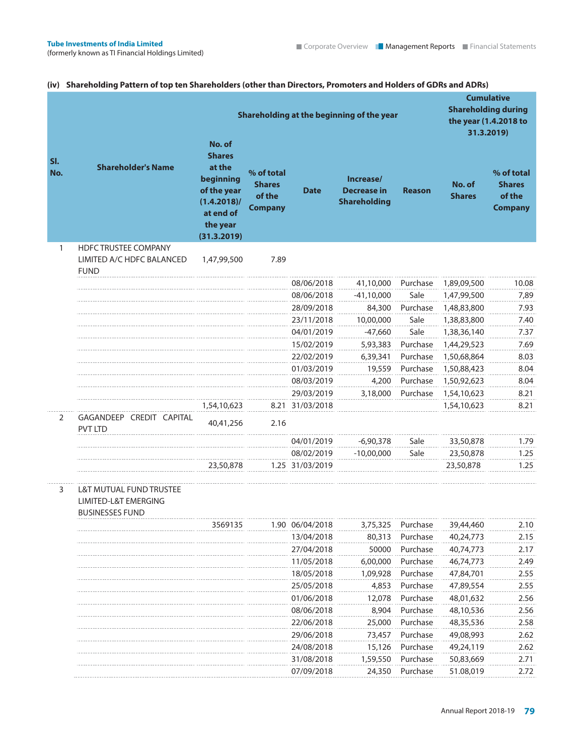### (iv) Shareholding Pattern of top ten Shareholders (other than Directors, Promoters and Holders of GDRs and ADRs)

| Sl. No. | Shareholder's Name | Shareholding at the beginning of the year | | | | | Cumulative Shareholding during the year (1.4.2018 to 31.3.2019) | |
|---|---|---|---|---|---|---|---|---|
| | | No. of Shares at the beginning of the year (1.4.2018)/ at end of the year (31.3.2019) | % of total Shares of the Company | Date | Increase/ Decrease in Shareholding | Reason | No. of Shares | % of total Shares of the Company |
| 1 | HDFC TRUSTEE COMPANY LIMITED A/C HDFC BALANCED FUND | 1,47,99,500 | 7.89 | | | | | |
| | | | | 08/06/2018 | 41,10,000 | Purchase | 1,89,09,500 | 10.08 |
| | | | | 08/06/2018 | -41,10,000 | Sale | 1,47,99,500 | 7,89 |
| | | | | 28/09/2018 | 84,300 | Purchase | 1,48,83,800 | 7.93 |
| | | | | 23/11/2018 | 10,00,000 | Sale | 1,38,83,800 | 7.40 |
| | | | | 04/01/2019 | -47,660 | Sale | 1,38,36,140 | 7.37 |
| | | | | 15/02/2019 | 5,93,383 | Purchase | 1,44,29,523 | 7.69 |
| | | | | 22/02/2019 | 6,39,341 | Purchase | 1,50,68,864 | 8.03 |
| | | | | 01/03/2019 | 19,559 | Purchase | 1,50,88,423 | 8.04 |
| | | | | 08/03/2019 | 4,200 | Purchase | 1,50,92,623 | 8.04 |
| | | | | 29/03/2019 | 3,18,000 | Purchase | 1,54,10,623 | 8.21 |
| | | 1,54,10,623 | 8.21 | 31/03/2018 | | | 1,54,10,623 | 8.21 |
| 2 | GAGANDEEP CREDIT CAPITAL PVT LTD | 40,41,256 | 2.16 | | | | | |
| | | | | 04/01/2019 | -6,90,378 | Sale | 33,50,878 | 1.79 |
| | | | | 08/02/2019 | -10,00,000 | Sale | 23,50,878 | 1.25 |
| | | 23,50,878 | 1.25 | 31/03/2019 | | | 23,50,878 | 1.25 |
| 3 | L&T MUTUAL FUND TRUSTEE LIMITED-L&T EMERGING BUSINESSES FUND | | | | | | | |
| | | 3569135 | 1.90 | 06/04/2018 | 3,75,325 | Purchase | 39,44,460 | 2.10 |
| | | | | 13/04/2018 | 80,313 | Purchase | 40,24,773 | 2.15 |
| | | | | 27/04/2018 | 50000 | Purchase | 40,74,773 | 2.17 |
| | | | | 11/05/2018 | 6,00,000 | Purchase | 46,74,773 | 2.49 |
| | | | | 18/05/2018 | 1,09,928 | Purchase | 47,84,701 | 2.55 |
| | | | | 25/05/2018 | 4,853 | Purchase | 47,89,554 | 2.55 |
| | | | | 01/06/2018 | 12,078 | Purchase | 48,01,632 | 2.56 |
| | | | | 08/06/2018 | 8,904 | Purchase | 48,10,536 | 2.56 |
| | | | | 22/06/2018 | 25,000 | Purchase | 48,35,536 | 2.58 |
| | | | | 29/06/2018 | 73,457 | Purchase | 49,08,993 | 2.62 |
| | | | | 24/08/2018 | 15,126 | Purchase | 49,24,119 | 2.62 |
| | | | | 31/08/2018 | 1,59,550 | Purchase | 50,83,669 | 2.71 |
| | | | | 07/09/2018 | 24,350 | Purchase | 51.08,019 | 2.72 |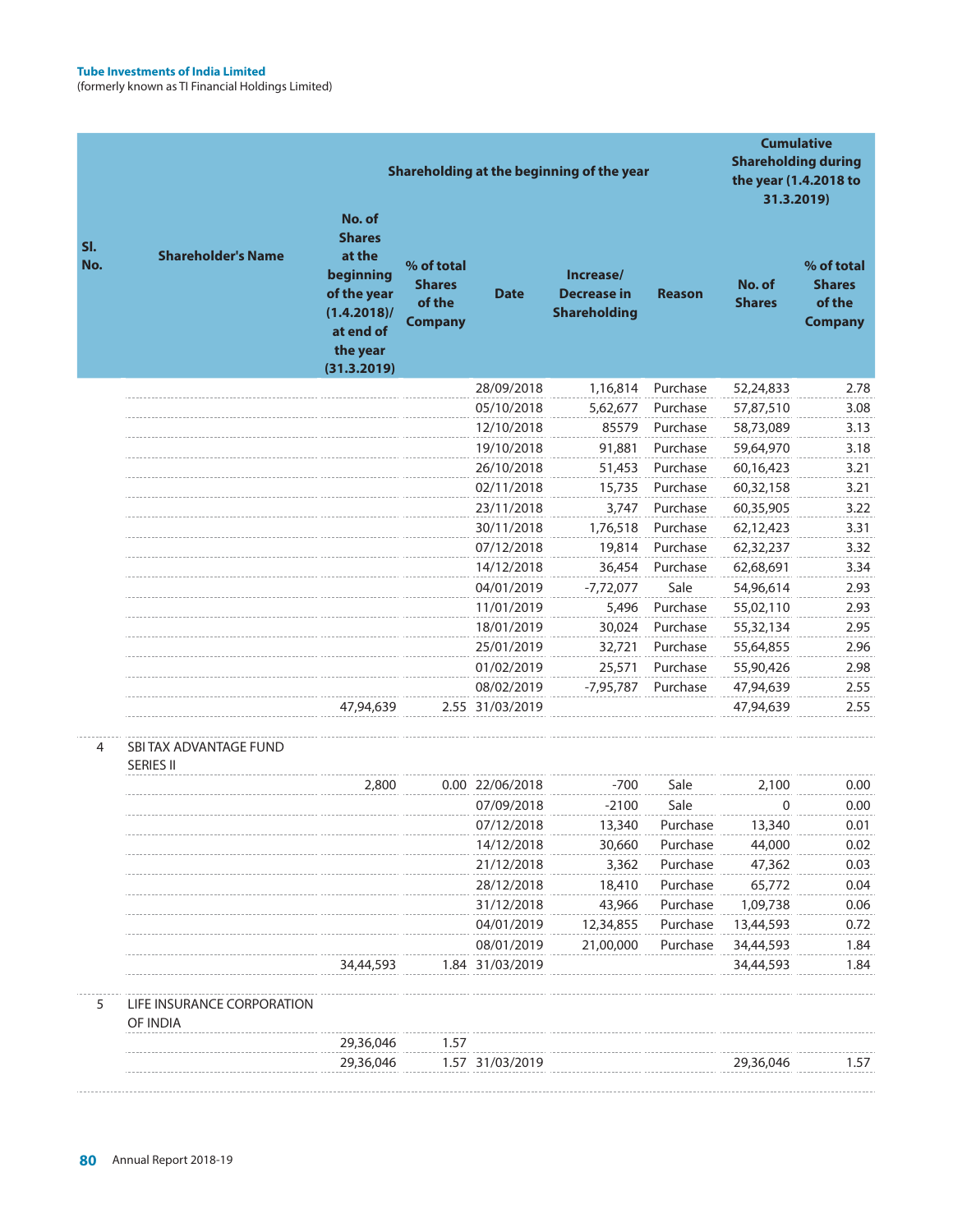| Sl. No. | Shareholder's Name | Shareholding at the beginning of the year | | | | | Cumulative Shareholding during the year (1.4.2018 to 31.3.2019) | |
|---|---|---|---|---|---|---|---|---|
| | | No. of Shares at the beginning of the year (1.4.2018)/ at end of the year (31.3.2019) | % of total Shares of the Company | Date | Increase/ Decrease in Shareholding | Reason | No. of Shares | % of total Shares of the Company |
| | | | | 28/09/2018 | 1,16,814 | Purchase | 52,24,833 | 2.78 |
| | | | | 05/10/2018 | 5,62,677 | Purchase | 57,87,510 | 3.08 |
| | | | | 12/10/2018 | 85579 | Purchase | 58,73,089 | 3.13 |
| | | | | 19/10/2018 | 91,881 | Purchase | 59,64,970 | 3.18 |
| | | | | 26/10/2018 | 51,453 | Purchase | 60,16,423 | 3.21 |
| | | | | 02/11/2018 | 15,735 | Purchase | 60,32,158 | 3.21 |
| | | | | 23/11/2018 | 3,747 | Purchase | 60,35,905 | 3.22 |
| | | | | 30/11/2018 | 1,76,518 | Purchase | 62,12,423 | 3.31 |
| | | | | 07/12/2018 | 19,814 | Purchase | 62,32,237 | 3.32 |
| | | | | 14/12/2018 | 36,454 | Purchase | 62,68,691 | 3.34 |
| | | | | 04/01/2019 | -7,72,077 | Sale | 54,96,614 | 2.93 |
| | | | | 11/01/2019 | 5,496 | Purchase | 55,02,110 | 2.93 |
| | | | | 18/01/2019 | 30,024 | Purchase | 55,32,134 | 2.95 |
| | | | | 25/01/2019 | 32,721 | Purchase | 55,64,855 | 2.96 |
| | | | | 01/02/2019 | 25,571 | Purchase | 55,90,426 | 2.98 |
| | | | | 08/02/2019 | -7,95,787 | Purchase | 47,94,639 | 2.55 |
| | | 47,94,639 | 2.55 | 31/03/2019 | | | 47,94,639 | 2.55 |
| 4 | SBI TAX ADVANTAGE FUND SERIES II | | | | | | | |
| | | 2,800 | 0.00 | 22/06/2018 | -700 | Sale | 2,100 | 0.00 |
| | | | | 07/09/2018 | -2100 | Sale | 0 | 0.00 |
| | | | | 07/12/2018 | 13,340 | Purchase | 13,340 | 0.01 |
| | | | | 14/12/2018 | 30,660 | Purchase | 44,000 | 0.02 |
| | | | | 21/12/2018 | 3,362 | Purchase | 47,362 | 0.03 |
| | | | | 28/12/2018 | 18,410 | Purchase | 65,772 | 0.04 |
| | | | | 31/12/2018 | 43,966 | Purchase | 1,09,738 | 0.06 |
| | | | | 04/01/2019 | 12,34,855 | Purchase | 13,44,593 | 0.72 |
| | | | | 08/01/2019 | 21,00,000 | Purchase | 34,44,593 | 1.84 |
| | | 34,44,593 | 1.84 | 31/03/2019 | | | 34,44,593 | 1.84 |
| 5 | LIFE INSURANCE CORPORATION OF INDIA | | | | | | | |
| | | 29,36,046 | 1.57 | | | | | |
| | | 29,36,046 | 1.57 | 31/03/2019 | | | 29,36,046 | 1.57 |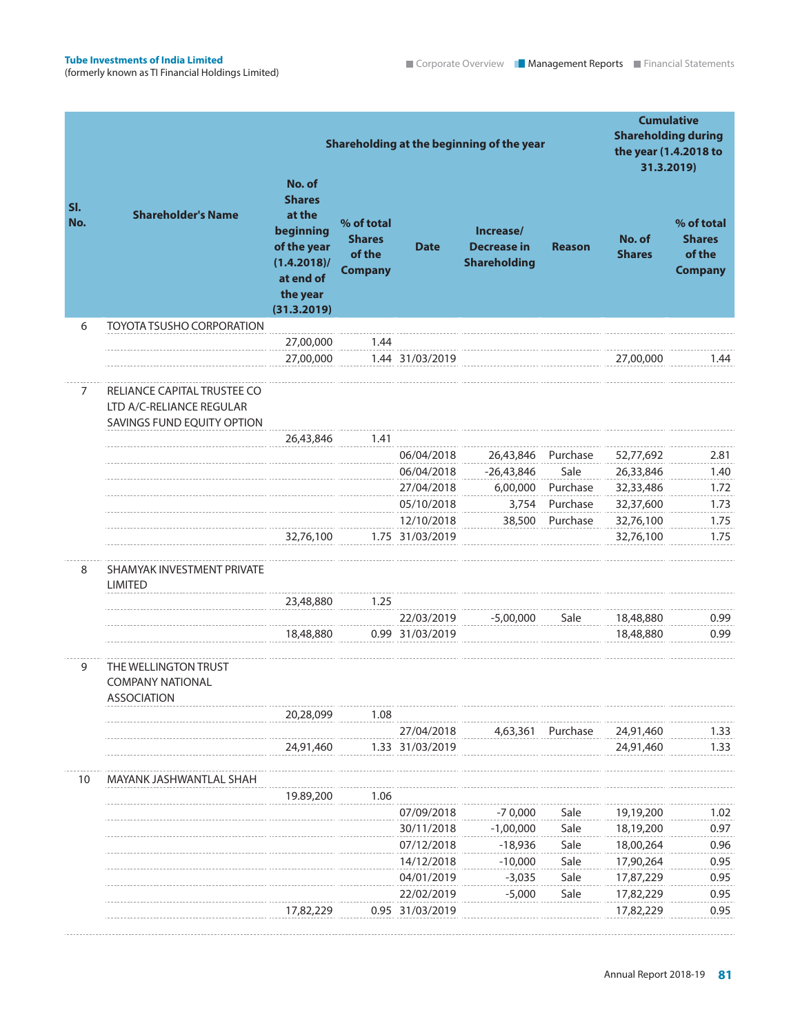| Sl. No. | Shareholder's Name | Shareholding at the beginning of the year | | | | | Cumulative Shareholding during the year (1.4.2018 to 31.3.2019) | |
|---|---|---|---|---|---|---|---|---|
| | | No. of Shares at the beginning of the year (1.4.2018)/ at end of the year (31.3.2019) | % of total Shares of the Company | Date | Increase/ Decrease in Shareholding | Reason | No. of Shares | % of total Shares of the Company |
| 6 | TOYOTA TSUSHO CORPORATION | | | | | | | |
| | | 27,00,000 | 1.44 | | | | | |
| | | 27,00,000 | 1.44 | 31/03/2019 | | | 27,00,000 | 1.44 |
| 7 | RELIANCE CAPITAL TRUSTEE CO LTD A/C-RELIANCE REGULAR SAVINGS FUND EQUITY OPTION | | | | | | | |
| | | 26,43,846 | 1.41 | | | | | |
| | | | | 06/04/2018 | 26,43,846 | Purchase | 52,77,692 | 2.81 |
| | | | | 06/04/2018 | -26,43,846 | Sale | 26,33,846 | 1.40 |
| | | | | 27/04/2018 | 6,00,000 | Purchase | 32,33,486 | 1.72 |
| | | | | 05/10/2018 | 3,754 | Purchase | 32,37,600 | 1.73 |
| | | | | 12/10/2018 | 38,500 | Purchase | 32,76,100 | 1.75 |
| | | 32,76,100 | 1.75 | 31/03/2019 | | | 32,76,100 | 1.75 |
| 8 | SHAMYAK INVESTMENT PRIVATE LIMITED | | | | | | | |
| | | 23,48,880 | 1.25 | | | | | |
| | | | | 22/03/2019 | -5,00,000 | Sale | 18,48,880 | 0.99 |
| | | 18,48,880 | 0.99 | 31/03/2019 | | | 18,48,880 | 0.99 |
| 9 | THE WELLINGTON TRUST COMPANY NATIONAL ASSOCIATION | | | | | | | |
| | | 20,28,099 | 1.08 | | | | | |
| | | | | 27/04/2018 | 4,63,361 | Purchase | 24,91,460 | 1.33 |
| | | 24,91,460 | 1.33 | 31/03/2019 | | | 24,91,460 | 1.33 |
| 10 | MAYANK JASHWANTLAL SHAH | | | | | | | |
| | | 19,89,200 | 1.06 | | | | | |
| | | | | 07/09/2018 | -7 0,000 | Sale | 19,19,200 | 1.02 |
| | | | | 30/11/2018 | -1,00,000 | Sale | 18,19,200 | 0.97 |
| | | | | 07/12/2018 | -18,936 | Sale | 18,00,264 | 0.96 |
| | | | | 14/12/2018 | -10,000 | Sale | 17,90,264 | 0.95 |
| | | | | 04/01/2019 | -3,035 | Sale | 17,87,229 | 0.95 |
| | | | | 22/02/2019 | -5,000 | Sale | 17,82,229 | 0.95 |
| | | 17,82,229 | 0.95 | 31/03/2019 | | | 17,82,229 | 0.95 |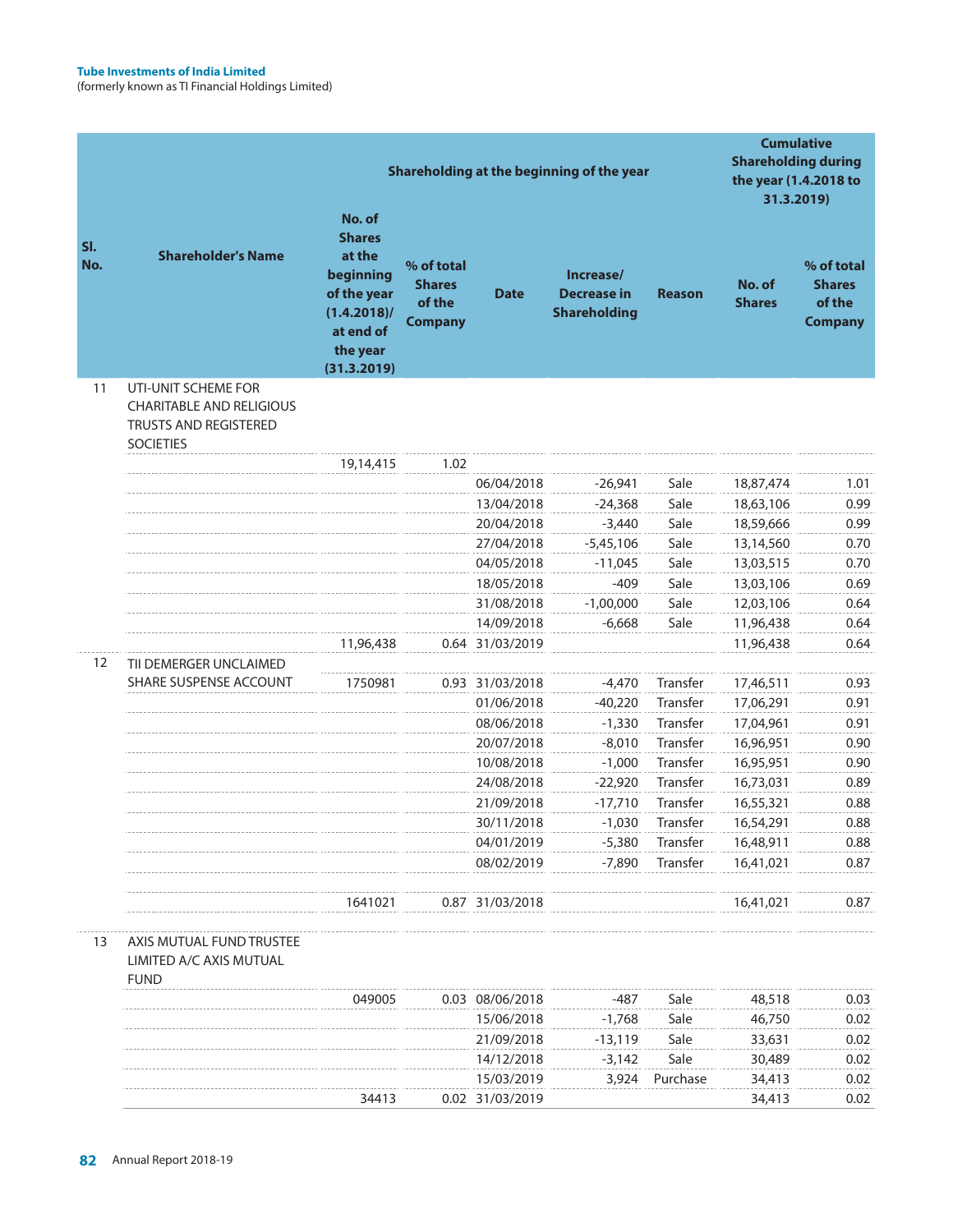| Sl. No. | Shareholder's Name | Shareholding at the beginning of the year | | | | | Cumulative Shareholding during the year (1.4.2018 to 31.3.2019) | |
|---|---|---|---|---|---|---|---|---|
| | | No. of Shares at the beginning of the year (1.4.2018)/ at end of the year (31.3.2019) | % of total Shares of the Company | Date | Increase/ Decrease in Shareholding | Reason | No. of Shares | % of total Shares of the Company |
| 11 | UTI-UNIT SCHEME FOR CHARITABLE AND RELIGIOUS TRUSTS AND REGISTERED SOCIETIES | | | | | | | |
| | | 19,14,415 | 1.02 | | | | | |
| | | | | 06/04/2018 | -26,941 | Sale | 18,87,474 | 1.01 |
| | | | | 13/04/2018 | -24,368 | Sale | 18,63,106 | 0.99 |
| | | | | 20/04/2018 | -3,440 | Sale | 18,59,666 | 0.99 |
| | | | | 27/04/2018 | -5,45,106 | Sale | 13,14,560 | 0.70 |
| | | | | 04/05/2018 | -11,045 | Sale | 13,03,515 | 0.70 |
| | | | | 18/05/2018 | -409 | Sale | 13,03,106 | 0.69 |
| | | | | 31/08/2018 | -1,00,000 | Sale | 12,03,106 | 0.64 |
| | | | | 14/09/2018 | -6,668 | Sale | 11,96,438 | 0.64 |
| | | 11,96,438 | 0.64 | 31/03/2019 | | | 11,96,438 | 0.64 |
| 12 | TII DEMERGER UNCLAIMED SHARE SUSPENSE ACCOUNT | 1750981 | 0.93 | 31/03/2018 | -4,470 | Transfer | 17,46,511 | 0.93 |
| | | | | 01/06/2018 | -40,220 | Transfer | 17,06,291 | 0.91 |
| | | | | 08/06/2018 | -1,330 | Transfer | 17,04,961 | 0.91 |
| | | | | 20/07/2018 | -8,010 | Transfer | 16,96,951 | 0.90 |
| | | | | 10/08/2018 | -1,000 | Transfer | 16,95,951 | 0.90 |
| | | | | 24/08/2018 | -22,920 | Transfer | 16,73,031 | 0.89 |
| | | | | 21/09/2018 | -17,710 | Transfer | 16,55,321 | 0.88 |
| | | | | 30/11/2018 | -1,030 | Transfer | 16,54,291 | 0.88 |
| | | | | 04/01/2019 | -5,380 | Transfer | 16,48,911 | 0.88 |
| | | | | 08/02/2019 | -7,890 | Transfer | 16,41,021 | 0.87 |
| | | 1641021 | 0.87 | 31/03/2018 | | | 16,41,021 | 0.87 |
| 13 | AXIS MUTUAL FUND TRUSTEE LIMITED A/C AXIS MUTUAL FUND | | | | | | | |
| | | 049005 | 0.03 | 08/06/2018 | -487 | Sale | 48,518 | 0.03 |
| | | | | 15/06/2018 | -1,768 | Sale | 46,750 | 0.02 |
| | | | | 21/09/2018 | -13,119 | Sale | 33,631 | 0.02 |
| | | | | 14/12/2018 | -3,142 | Sale | 30,489 | 0.02 |
| | | | | 15/03/2019 | 3,924 | Purchase | 34,413 | 0.02 |
| | | 34413 | 0.02 | 31/03/2019 | | | 34,413 | 0.02 |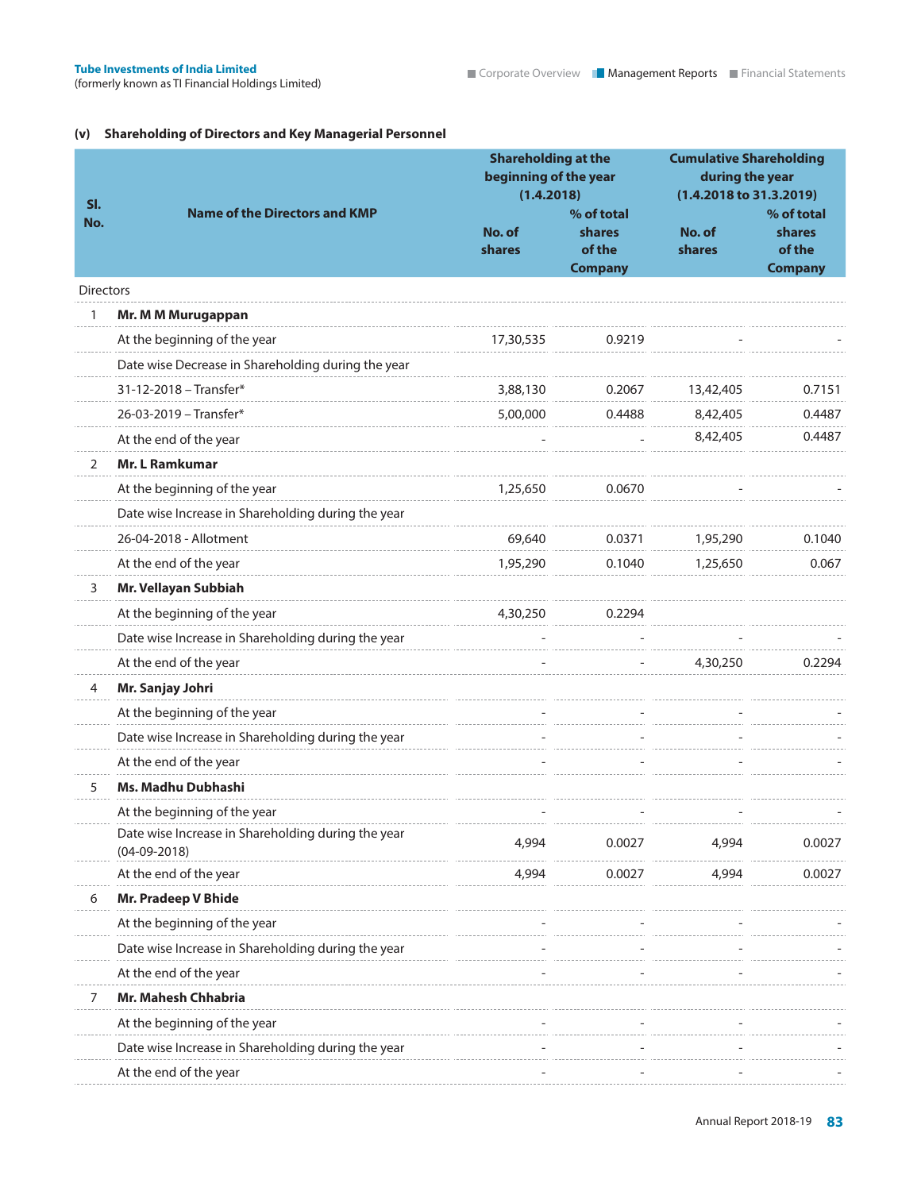### (v) Shareholding of Directors and Key Managerial Personnel

| Sl. No. | Name of the Directors and KMP | Shareholding at the beginning of the year (1.4.2018) | | Cumulative Shareholding during the year (1.4.2018 to 31.3.2019) | |
|---|---|---|---|---|---|
| | | No. of shares | % of total shares of the Company | No. of shares | % of total shares of the Company |
| Directors | | | | | |
| 1 | **Mr. M M Murugappan** | | | | |
| | At the beginning of the year | 17,30,535 | 0.9219 | - | - |
| | Date wise Decrease in Shareholding during the year | | | | |
| | 31-12-2018 – Transfer* | 3,88,130 | 0.2067 | 13,42,405 | 0.7151 |
| | 26-03-2019 – Transfer* | 5,00,000 | 0.4488 | 8,42,405 | 0.4487 |
| | At the end of the year | - | - | 8,42,405 | 0.4487 |
| 2 | **Mr. L Ramkumar** | | | | |
| | At the beginning of the year | 1,25,650 | 0.0670 | - | - |
| | Date wise Increase in Shareholding during the year | | | | |
| | 26-04-2018 - Allotment | 69,640 | 0.0371 | 1,95,290 | 0.1040 |
| | At the end of the year | 1,95,290 | 0.1040 | 1,25,650 | 0.067 |
| 3 | **Mr. Vellayan Subbiah** | | | | |
| | At the beginning of the year | 4,30,250 | 0.2294 | | |
| | Date wise Increase in Shareholding during the year | - | - | - | - |
| | At the end of the year | - | - | 4,30,250 | 0.2294 |
| 4 | **Mr. Sanjay Johri** | | | | |
| | At the beginning of the year | - | - | - | - |
| | Date wise Increase in Shareholding during the year | - | - | - | - |
| | At the end of the year | - | - | - | - |
| 5 | **Ms. Madhu Dubhashi** | | | | |
| | At the beginning of the year | - | - | - | - |
| | Date wise Increase in Shareholding during the year (04-09-2018) | 4,994 | 0.0027 | 4,994 | 0.0027 |
| | At the end of the year | 4,994 | 0.0027 | 4,994 | 0.0027 |
| 6 | **Mr. Pradeep V Bhide** | | | | |
| | At the beginning of the year | - | - | - | - |
| | Date wise Increase in Shareholding during the year | - | - | - | - |
| | At the end of the year | - | - | - | - |
| 7 | **Mr. Mahesh Chhabria** | | | | |
| | At the beginning of the year | - | - | - | - |
| | Date wise Increase in Shareholding during the year | - | - | - | - |
| | At the end of the year | - | - | - | - |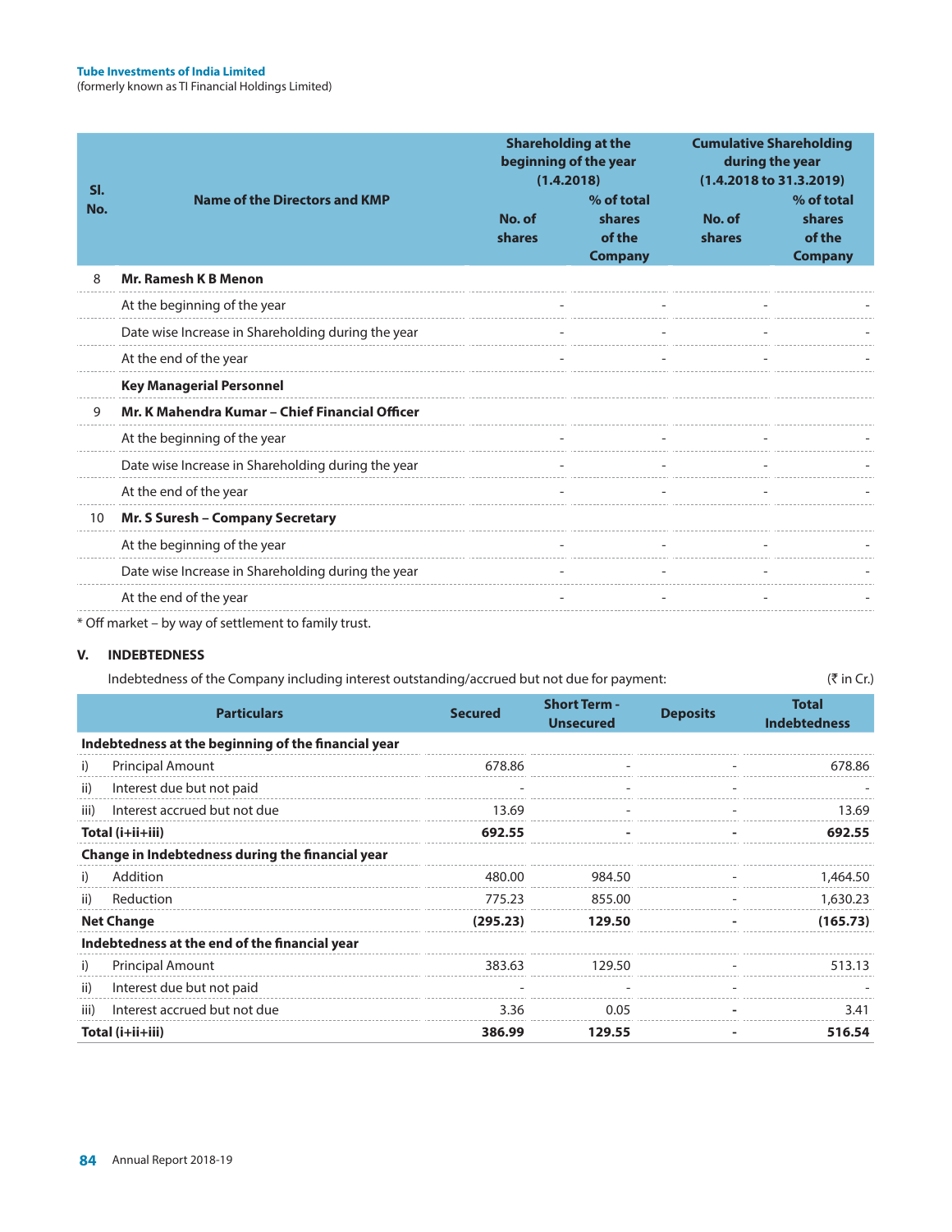| Sl. No. | Name of the Directors and KMP | Shareholding at the beginning of the year (1.4.2018) | | Cumulative Shareholding during the year (1.4.2018 to 31.3.2019) | |
|---|---|---|---|---|---|
| | | No. of shares | % of total shares of the Company | No. of shares | % of total shares of the Company |
| 8 | **Mr. Ramesh K B Menon** | | | | |
| | At the beginning of the year | - | - | - | - |
| | Date wise Increase in Shareholding during the year | - | - | - | - |
| | At the end of the year | - | - | - | - |
| | **Key Managerial Personnel** | | | | |
| 9 | **Mr. K Mahendra Kumar – Chief Financial Officer** | | | | |
| | At the beginning of the year | - | - | - | - |
| | Date wise Increase in Shareholding during the year | - | - | - | - |
| | At the end of the year | - | - | - | - |
| 10 | **Mr. S Suresh – Company Secretary** | | | | |
| | At the beginning of the year | - | - | - | - |
| | Date wise Increase in Shareholding during the year | - | - | - | - |
| | At the end of the year | - | - | - | - |

* Off market – by way of settlement to family trust.

## V. INDEBTEDNESS

Indebtedness of the Company including interest outstanding/accrued but not due for payment: (₹ in Cr.)

| Particulars | Secured | Short Term - Unsecured | Deposits | Total Indebtedness |
|---|---|---|---|---|
| **Indebtedness at the beginning of the financial year** | | | | |
| i) Principal Amount | 678.86 | - | - | 678.86 |
| ii) Interest due but not paid | - | - | - | - |
| iii) Interest accrued but not due | 13.69 | - | - | 13.69 |
| **Total (i+ii+iii)** | **692.55** | **-** | **-** | **692.55** |
| **Change in Indebtedness during the financial year** | | | | |
| i) Addition | 480.00 | 984.50 | - | 1,464.50 |
| ii) Reduction | 775.23 | 855.00 | - | 1,630.23 |
| **Net Change** | **(295.23)** | **129.50** | **-** | **(165.73)** |
| **Indebtedness at the end of the financial year** | | | | |
| i) Principal Amount | 383.63 | 129.50 | - | 513.13 |
| ii) Interest due but not paid | - | - | - | - |
| iii) Interest accrued but not due | 3.36 | 0.05 | - | 3.41 |
| **Total (i+ii+iii)** | **386.99** | **129.55** | **-** | **516.54** |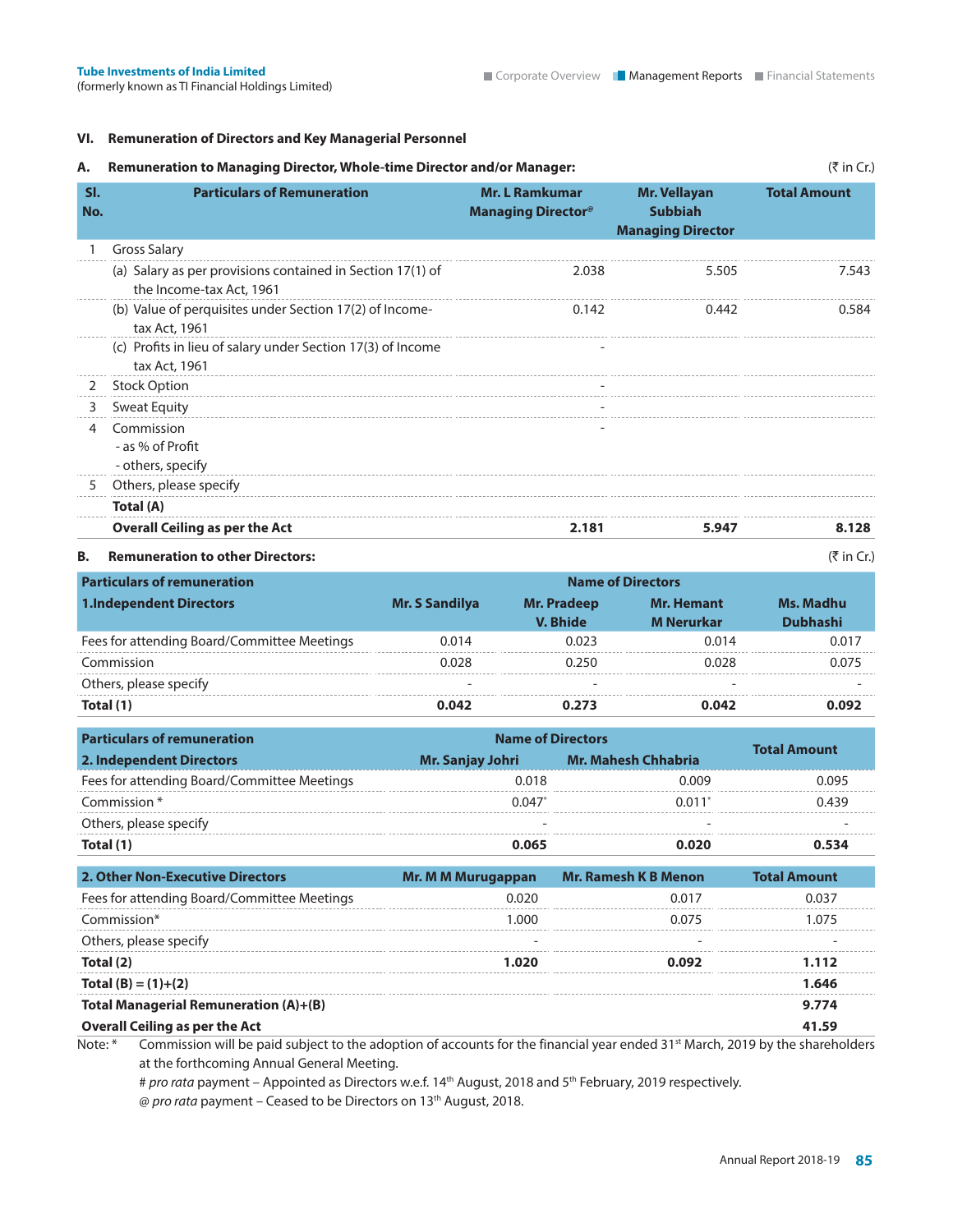## VI. Remuneration of Directors and Key Managerial Personnel

### A. Remuneration to Managing Director, Whole-time Director and/or Manager:

(₹ in Cr.)

| Sl. No. | Particulars of Remuneration | Mr. L Ramkumar Managing Director@ | Mr. Vellayan Subbiah Managing Director | Total Amount |
|---|---|---|---|---|
| 1 | Gross Salary | | | |
| | (a) Salary as per provisions contained in Section 17(1) of the Income-tax Act, 1961 | 2.038 | 5.505 | 7.543 |
| | (b) Value of perquisites under Section 17(2) of Income-tax Act, 1961 | 0.142 | 0.442 | 0.584 |
| | (c) Profits in lieu of salary under Section 17(3) of Income tax Act, 1961 | - | | |
| 2 | Stock Option | - | | |
| 3 | Sweat Equity | - | | |
| 4 | Commission<br>- as % of Profit<br>- others, specify | - | | |
| 5 | Others, please specify | | | |
| | **Total (A)** | | | |
| | **Overall Ceiling as per the Act** | **2.181** | **5.947** | **8.128** |

### B. Remuneration to other Directors:

(₹ in Cr.)

| Particulars of remuneration | Name of Directors | | | |
|---|---|---|---|---|
| **1.Independent Directors** | **Mr. S Sandilya** | **Mr. Pradeep V. Bhide** | **Mr. Hemant M Nerurkar** | **Ms. Madhu Dubhashi** |
| Fees for attending Board/Committee Meetings | 0.014 | 0.023 | 0.014 | 0.017 |
| Commission | 0.028 | 0.250 | 0.028 | 0.075 |
| Others, please specify | - | - | - | - |
| **Total (1)** | **0.042** | **0.273** | **0.042** | **0.092** |

| Particulars of remuneration | Name of Directors | | Total Amount |
|---|---|---|---|
| **2. Independent Directors** | **Mr. Sanjay Johri** | **Mr. Mahesh Chhabria** | |
| Fees for attending Board/Committee Meetings | 0.018 | 0.009 | 0.095 |
| Commission * | 0.047# | 0.011# | 0.439 |
| Others, please specify | - | - | - |
| **Total (1)** | **0.065** | **0.020** | **0.534** |

| 2. Other Non-Executive Directors | Mr. M M Murugappan | Mr. Ramesh K B Menon | Total Amount |
|---|---|---|---|
| Fees for attending Board/Committee Meetings | 0.020 | 0.017 | 0.037 |
| Commission* | 1.000 | 0.075 | 1.075 |
| Others, please specify | - | - | - |
| **Total (2)** | **1.020** | **0.092** | **1.112** |
| **Total (B) = (1)+(2)** | | | **1.646** |
| **Total Managerial Remuneration (A)+(B)** | | | **9.774** |
| **Overall Ceiling as per the Act** | | | **41.59** |

Note: * Commission will be paid subject to the adoption of accounts for the financial year ended 31st March, 2019 by the shareholders at the forthcoming Annual General Meeting.

\# *pro rata* payment – Appointed as Directors w.e.f. 14th August, 2018 and 5th February, 2019 respectively.

@ *pro rata* payment – Ceased to be Directors on 13th August, 2018.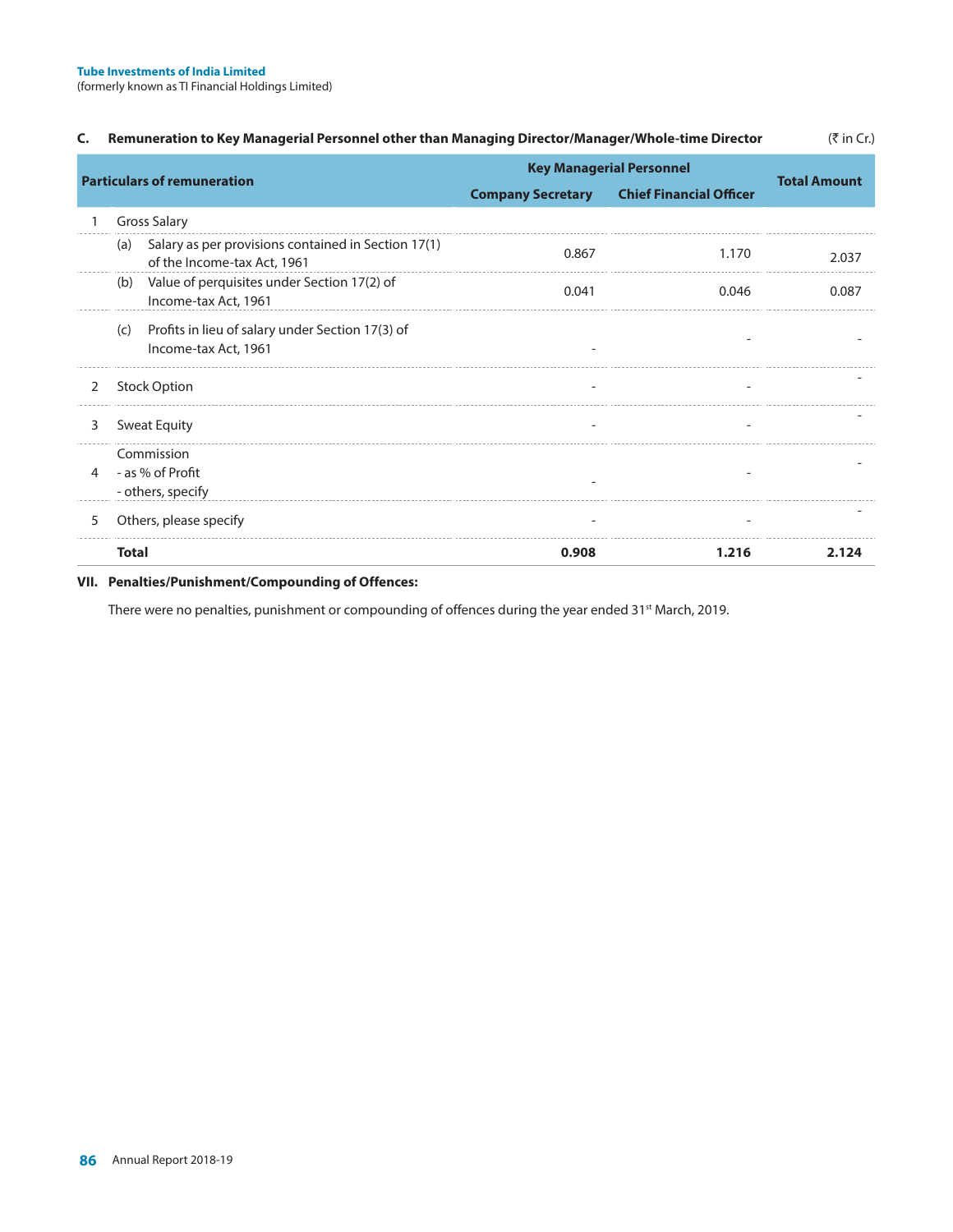**C. Remuneration to Key Managerial Personnel other than Managing Director/Manager/Whole-time Director** (₹ in Cr.)

| Particulars of remuneration | | Key Managerial Personnel | | Total Amount |
|---|---|---|---|---|
| | | Company Secretary | Chief Financial Officer | |
| 1 | Gross Salary | | | |
| | (a) Salary as per provisions contained in Section 17(1) of the Income-tax Act, 1961 | 0.867 | 1.170 | 2.037 |
| | (b) Value of perquisites under Section 17(2) of Income-tax Act, 1961 | 0.041 | 0.046 | 0.087 |
| | (c) Profits in lieu of salary under Section 17(3) of Income-tax Act, 1961 | - | - | - |
| 2 | Stock Option | - | - | - |
| 3 | Sweat Equity | - | - | - |
| 4 | Commission<br>- as % of Profit<br>- others, specify | - | - | - |
| 5 | Others, please specify | - | - | - |
| | **Total** | **0.908** | **1.216** | **2.124** |

**VII. Penalties/Punishment/Compounding of Offences:**

There were no penalties, punishment or compounding of offences during the year ended 31st March, 2019.